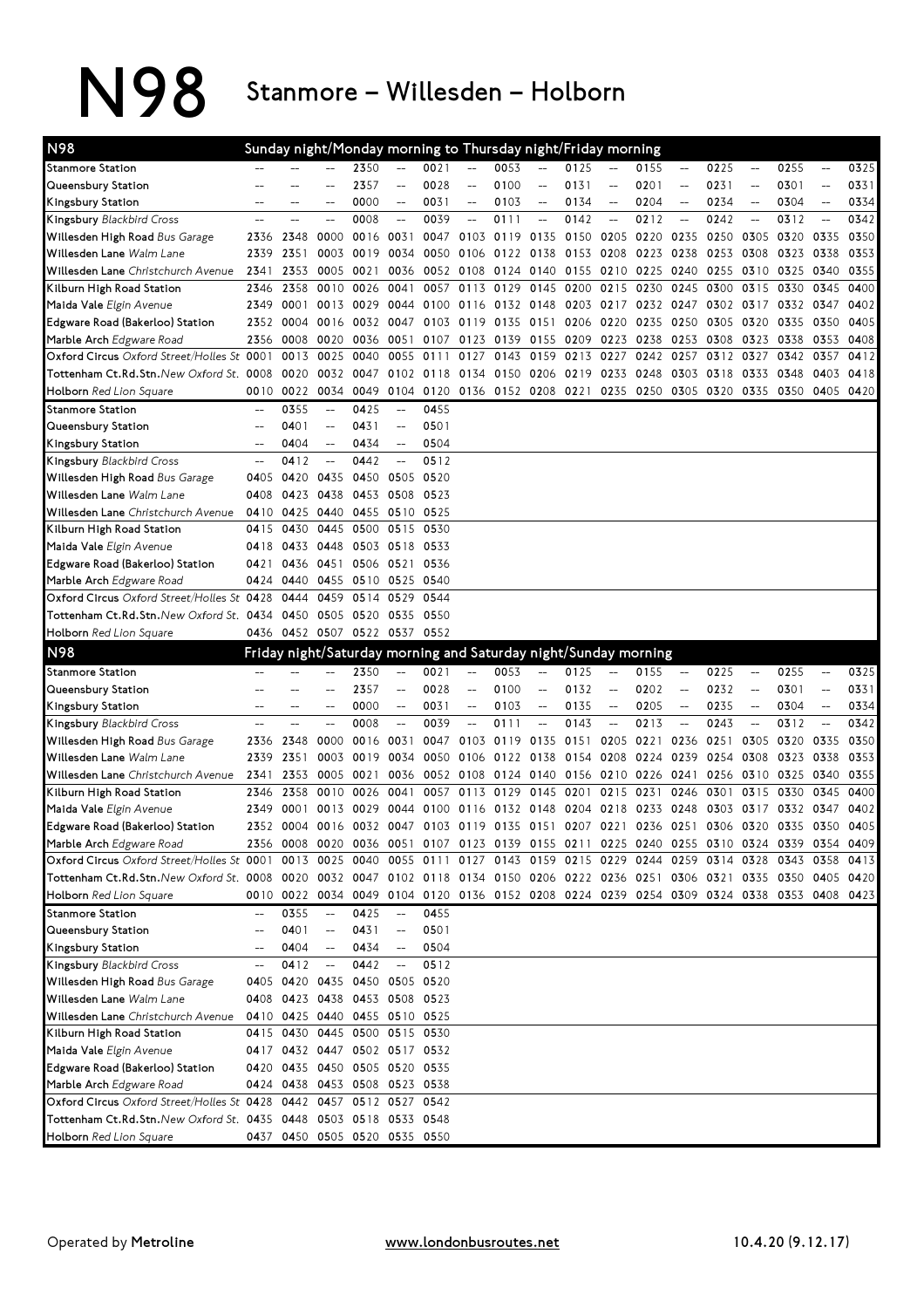# N98 Stanmore – Willesden – Holborn

## N98 Sunday night/Monday morning to Thursday night/Friday morning

| Stop | | | | | | | | | | | | | | | | | | |
|---|---|---|---|---|---|---|---|---|---|---|---|---|---|---|---|---|---|---|
| Stanmore Station | -- | -- | -- | 2350 | -- | 0021 | -- | 0053 | -- | 0125 | -- | 0155 | -- | 0225 | -- | 0255 | -- | 0325 |
| Queensbury Station | -- | -- | -- | 2357 | -- | 0028 | -- | 0100 | -- | 0131 | -- | 0201 | -- | 0231 | -- | 0301 | -- | 0331 |
| Kingsbury Station | -- | -- | -- | 0000 | -- | 0031 | -- | 0103 | -- | 0134 | -- | 0204 | -- | 0234 | -- | 0304 | -- | 0334 |
| Kingsbury *Blackbird Cross* | -- | -- | -- | 0008 | -- | 0039 | -- | 0111 | -- | 0142 | -- | 0212 | -- | 0242 | -- | 0312 | -- | 0342 |
| Willesden High Road *Bus Garage* | 2336 | 2348 | 0000 | 0016 | 0031 | 0047 | 0103 | 0119 | 0135 | 0150 | 0205 | 0220 | 0235 | 0250 | 0305 | 0320 | 0335 | 0350 |
| Willesden Lane *Walm Lane* | 2339 | 2351 | 0003 | 0019 | 0034 | 0050 | 0106 | 0122 | 0138 | 0153 | 0208 | 0223 | 0238 | 0253 | 0308 | 0323 | 0338 | 0353 |
| Willesden Lane *Christchurch Avenue* | 2341 | 2353 | 0005 | 0021 | 0036 | 0052 | 0108 | 0124 | 0140 | 0155 | 0210 | 0225 | 0240 | 0255 | 0310 | 0325 | 0340 | 0355 |
| Kilburn High Road Station | 2346 | 2358 | 0010 | 0026 | 0041 | 0057 | 0113 | 0129 | 0145 | 0200 | 0215 | 0230 | 0245 | 0300 | 0315 | 0330 | 0345 | 0400 |
| Maida Vale *Elgin Avenue* | 2349 | 0001 | 0013 | 0029 | 0044 | 0100 | 0116 | 0132 | 0148 | 0203 | 0217 | 0232 | 0247 | 0302 | 0317 | 0332 | 0347 | 0402 |
| Edgware Road (Bakerloo) Station | 2352 | 0004 | 0016 | 0032 | 0047 | 0103 | 0119 | 0135 | 0151 | 0206 | 0220 | 0235 | 0250 | 0305 | 0320 | 0335 | 0350 | 0405 |
| Marble Arch *Edgware Road* | 2356 | 0008 | 0020 | 0036 | 0051 | 0107 | 0123 | 0139 | 0155 | 0209 | 0223 | 0238 | 0253 | 0308 | 0323 | 0338 | 0353 | 0408 |
| Oxford Circus *Oxford Street/Holles St* | 0001 | 0013 | 0025 | 0040 | 0055 | 0111 | 0127 | 0143 | 0159 | 0213 | 0227 | 0242 | 0257 | 0312 | 0327 | 0342 | 0357 | 0412 |
| Tottenham Ct.Rd.Stn. *New Oxford St.* | 0008 | 0020 | 0032 | 0047 | 0102 | 0118 | 0134 | 0150 | 0206 | 0219 | 0233 | 0248 | 0303 | 0318 | 0333 | 0348 | 0403 | 0418 |
| Holborn *Red Lion Square* | 0010 | 0022 | 0034 | 0049 | 0104 | 0120 | 0136 | 0152 | 0208 | 0221 | 0235 | 0250 | 0305 | 0320 | 0335 | 0350 | 0405 | 0420 |

| Stop | | | | | | |
|---|---|---|---|---|---|---|
| Stanmore Station | -- | 0355 | -- | 0425 | -- | 0455 |
| Queensbury Station | -- | 0401 | -- | 0431 | -- | 0501 |
| Kingsbury Station | -- | 0404 | -- | 0434 | -- | 0504 |
| Kingsbury *Blackbird Cross* | -- | 0412 | -- | 0442 | -- | 0512 |
| Willesden High Road *Bus Garage* | 0405 | 0420 | 0435 | 0450 | 0505 | 0520 |
| Willesden Lane *Walm Lane* | 0408 | 0423 | 0438 | 0453 | 0508 | 0523 |
| Willesden Lane *Christchurch Avenue* | 0410 | 0425 | 0440 | 0455 | 0510 | 0525 |
| Kilburn High Road Station | 0415 | 0430 | 0445 | 0500 | 0515 | 0530 |
| Maida Vale *Elgin Avenue* | 0418 | 0433 | 0448 | 0503 | 0518 | 0533 |
| Edgware Road (Bakerloo) Station | 0421 | 0436 | 0451 | 0506 | 0521 | 0536 |
| Marble Arch *Edgware Road* | 0424 | 0440 | 0455 | 0510 | 0525 | 0540 |
| Oxford Circus *Oxford Street/Holles St* | 0428 | 0444 | 0459 | 0514 | 0529 | 0544 |
| Tottenham Ct.Rd.Stn. *New Oxford St.* | 0434 | 0450 | 0505 | 0520 | 0535 | 0550 |
| Holborn *Red Lion Square* | 0436 | 0452 | 0507 | 0522 | 0537 | 0552 |

## N98 Friday night/Saturday morning and Saturday night/Sunday morning

| Stop | | | | | | | | | | | | | | | | | | |
|---|---|---|---|---|---|---|---|---|---|---|---|---|---|---|---|---|---|---|
| Stanmore Station | -- | -- | -- | 2350 | -- | 0021 | -- | 0053 | -- | 0125 | -- | 0155 | -- | 0225 | -- | 0255 | -- | 0325 |
| Queensbury Station | -- | -- | -- | 2357 | -- | 0028 | -- | 0100 | -- | 0132 | -- | 0202 | -- | 0232 | -- | 0301 | -- | 0331 |
| Kingsbury Station | -- | -- | -- | 0000 | -- | 0031 | -- | 0103 | -- | 0135 | -- | 0205 | -- | 0235 | -- | 0304 | -- | 0334 |
| Kingsbury *Blackbird Cross* | -- | -- | -- | 0008 | -- | 0039 | -- | 0111 | -- | 0143 | -- | 0213 | -- | 0243 | -- | 0312 | -- | 0342 |
| Willesden High Road *Bus Garage* | 2336 | 2348 | 0000 | 0016 | 0031 | 0047 | 0103 | 0119 | 0135 | 0151 | 0205 | 0221 | 0236 | 0251 | 0305 | 0320 | 0335 | 0350 |
| Willesden Lane *Walm Lane* | 2339 | 2351 | 0003 | 0019 | 0034 | 0050 | 0106 | 0122 | 0138 | 0154 | 0208 | 0224 | 0239 | 0254 | 0308 | 0323 | 0338 | 0353 |
| Willesden Lane *Christchurch Avenue* | 2341 | 2353 | 0005 | 0021 | 0036 | 0052 | 0108 | 0124 | 0140 | 0156 | 0210 | 0226 | 0241 | 0256 | 0310 | 0325 | 0340 | 0355 |
| Kilburn High Road Station | 2346 | 2358 | 0010 | 0026 | 0041 | 0057 | 0113 | 0129 | 0145 | 0201 | 0215 | 0231 | 0246 | 0301 | 0315 | 0330 | 0345 | 0400 |
| Maida Vale *Elgin Avenue* | 2349 | 0001 | 0013 | 0029 | 0044 | 0100 | 0116 | 0132 | 0148 | 0204 | 0218 | 0233 | 0248 | 0303 | 0317 | 0332 | 0347 | 0402 |
| Edgware Road (Bakerloo) Station | 2352 | 0004 | 0016 | 0032 | 0047 | 0103 | 0119 | 0135 | 0151 | 0207 | 0221 | 0236 | 0251 | 0306 | 0320 | 0335 | 0350 | 0405 |
| Marble Arch *Edgware Road* | 2356 | 0008 | 0020 | 0036 | 0051 | 0107 | 0123 | 0139 | 0155 | 0211 | 0225 | 0240 | 0255 | 0310 | 0324 | 0339 | 0354 | 0409 |
| Oxford Circus *Oxford Street/Holles St* | 0001 | 0013 | 0025 | 0040 | 0055 | 0111 | 0127 | 0143 | 0159 | 0215 | 0229 | 0244 | 0259 | 0314 | 0328 | 0343 | 0358 | 0413 |
| Tottenham Ct.Rd.Stn. *New Oxford St.* | 0008 | 0020 | 0032 | 0047 | 0102 | 0118 | 0134 | 0150 | 0206 | 0222 | 0236 | 0251 | 0306 | 0321 | 0335 | 0350 | 0405 | 0420 |
| Holborn *Red Lion Square* | 0010 | 0022 | 0034 | 0049 | 0104 | 0120 | 0136 | 0152 | 0208 | 0224 | 0239 | 0254 | 0309 | 0324 | 0338 | 0353 | 0408 | 0423 |

| Stop | | | | | | |
|---|---|---|---|---|---|---|
| Stanmore Station | -- | 0355 | -- | 0425 | -- | 0455 |
| Queensbury Station | -- | 0401 | -- | 0431 | -- | 0501 |
| Kingsbury Station | -- | 0404 | -- | 0434 | -- | 0504 |
| Kingsbury *Blackbird Cross* | -- | 0412 | -- | 0442 | -- | 0512 |
| Willesden High Road *Bus Garage* | 0405 | 0420 | 0435 | 0450 | 0505 | 0520 |
| Willesden Lane *Walm Lane* | 0408 | 0423 | 0438 | 0453 | 0508 | 0523 |
| Willesden Lane *Christchurch Avenue* | 0410 | 0425 | 0440 | 0455 | 0510 | 0525 |
| Kilburn High Road Station | 0415 | 0430 | 0445 | 0500 | 0515 | 0530 |
| Maida Vale *Elgin Avenue* | 0417 | 0432 | 0447 | 0502 | 0517 | 0532 |
| Edgware Road (Bakerloo) Station | 0420 | 0435 | 0450 | 0505 | 0520 | 0535 |
| Marble Arch *Edgware Road* | 0424 | 0438 | 0453 | 0508 | 0523 | 0538 |
| Oxford Circus *Oxford Street/Holles St* | 0428 | 0442 | 0457 | 0512 | 0527 | 0542 |
| Tottenham Ct.Rd.Stn. *New Oxford St.* | 0435 | 0448 | 0503 | 0518 | 0533 | 0548 |
| Holborn *Red Lion Square* | 0437 | 0450 | 0505 | 0520 | 0535 | 0550 |

Operated by **Metroline**

www.londonbusroutes.net

10.4.20 (9.12.17)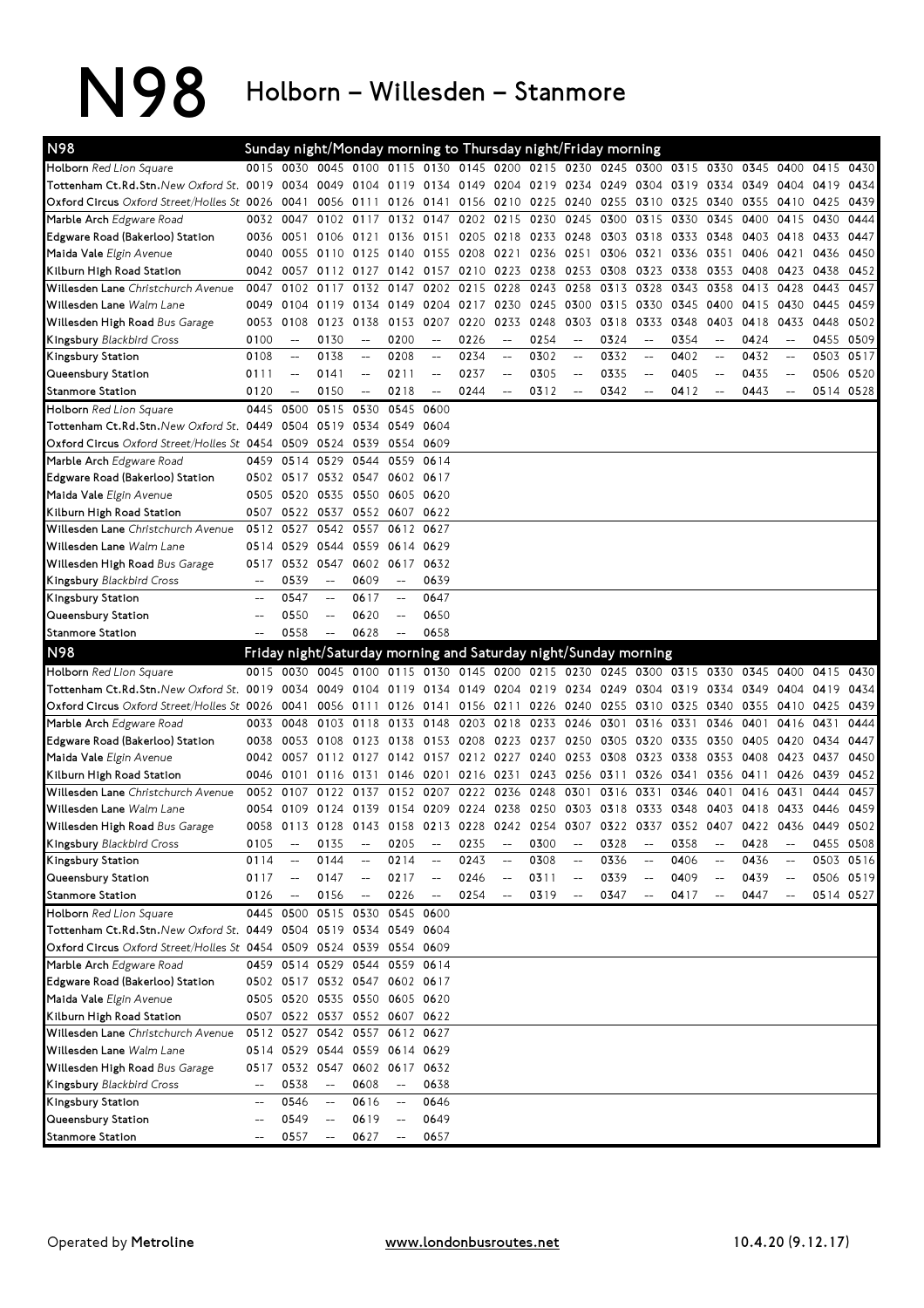# N98 Holborn – Willesden – Stanmore

## N98 Sunday night/Monday morning to Thursday night/Friday morning

| | | | | | | | | | | | | | | | | | | |
|---|---|---|---|---|---|---|---|---|---|---|---|---|---|---|---|---|---|---|
| **Holborn** *Red Lion Square* | 0015 | 0030 | 0045 | 0100 | 0115 | 0130 | 0145 | 0200 | 0215 | 0230 | 0245 | 0300 | 0315 | 0330 | 0345 | 0400 | 0415 | 0430 |
| **Tottenham Ct.Rd.Stn.** *New Oxford St.* | 0019 | 0034 | 0049 | 0104 | 0119 | 0134 | 0149 | 0204 | 0219 | 0234 | 0249 | 0304 | 0319 | 0334 | 0349 | 0404 | 0419 | 0434 |
| **Oxford Circus** *Oxford Street/Holles St* | 0026 | 0041 | 0056 | 0111 | 0126 | 0141 | 0156 | 0210 | 0225 | 0240 | 0255 | 0310 | 0325 | 0340 | 0355 | 0410 | 0425 | 0439 |
| **Marble Arch** *Edgware Road* | 0032 | 0047 | 0102 | 0117 | 0132 | 0147 | 0202 | 0215 | 0230 | 0245 | 0300 | 0315 | 0330 | 0345 | 0400 | 0415 | 0430 | 0444 |
| **Edgware Road (Bakerloo) Station** | 0036 | 0051 | 0106 | 0121 | 0136 | 0151 | 0205 | 0218 | 0233 | 0248 | 0303 | 0318 | 0333 | 0348 | 0403 | 0418 | 0433 | 0447 |
| **Maida Vale** *Elgin Avenue* | 0040 | 0055 | 0110 | 0125 | 0140 | 0155 | 0208 | 0221 | 0236 | 0251 | 0306 | 0321 | 0336 | 0351 | 0406 | 0421 | 0436 | 0450 |
| **Kilburn High Road Station** | 0042 | 0057 | 0112 | 0127 | 0142 | 0157 | 0210 | 0223 | 0238 | 0253 | 0308 | 0323 | 0338 | 0353 | 0408 | 0423 | 0438 | 0452 |
| **Willesden Lane** *Christchurch Avenue* | 0047 | 0102 | 0117 | 0132 | 0147 | 0202 | 0215 | 0228 | 0243 | 0258 | 0313 | 0328 | 0343 | 0358 | 0413 | 0428 | 0443 | 0457 |
| **Willesden Lane** *Walm Lane* | 0049 | 0104 | 0119 | 0134 | 0149 | 0204 | 0217 | 0230 | 0245 | 0300 | 0315 | 0330 | 0345 | 0400 | 0415 | 0430 | 0445 | 0459 |
| **Willesden High Road** *Bus Garage* | 0053 | 0108 | 0123 | 0138 | 0153 | 0207 | 0220 | 0233 | 0248 | 0303 | 0318 | 0333 | 0348 | 0403 | 0418 | 0433 | 0448 | 0502 |
| **Kingsbury** *Blackbird Cross* | 0100 | -- | 0130 | -- | 0200 | -- | 0226 | -- | 0254 | -- | 0324 | -- | 0354 | -- | 0424 | -- | 0455 | 0509 |
| **Kingsbury Station** | 0108 | -- | 0138 | -- | 0208 | -- | 0234 | -- | 0302 | -- | 0332 | -- | 0402 | -- | 0432 | -- | 0503 | 0517 |
| **Queensbury Station** | 0111 | -- | 0141 | -- | 0211 | -- | 0237 | -- | 0305 | -- | 0335 | -- | 0405 | -- | 0435 | -- | 0506 | 0520 |
| **Stanmore Station** | 0120 | -- | 0150 | -- | 0218 | -- | 0244 | -- | 0312 | -- | 0342 | -- | 0412 | -- | 0443 | -- | 0514 | 0528 |

| | | | | | | |
|---|---|---|---|---|---|---|
| **Holborn** *Red Lion Square* | 0445 | 0500 | 0515 | 0530 | 0545 | 0600 |
| **Tottenham Ct.Rd.Stn.** *New Oxford St.* | 0449 | 0504 | 0519 | 0534 | 0549 | 0604 |
| **Oxford Circus** *Oxford Street/Holles St* | 0454 | 0509 | 0524 | 0539 | 0554 | 0609 |
| **Marble Arch** *Edgware Road* | 0459 | 0514 | 0529 | 0544 | 0559 | 0614 |
| **Edgware Road (Bakerloo) Station** | 0502 | 0517 | 0532 | 0547 | 0602 | 0617 |
| **Maida Vale** *Elgin Avenue* | 0505 | 0520 | 0535 | 0550 | 0605 | 0620 |
| **Kilburn High Road Station** | 0507 | 0522 | 0537 | 0552 | 0607 | 0622 |
| **Willesden Lane** *Christchurch Avenue* | 0512 | 0527 | 0542 | 0557 | 0612 | 0627 |
| **Willesden Lane** *Walm Lane* | 0514 | 0529 | 0544 | 0559 | 0614 | 0629 |
| **Willesden High Road** *Bus Garage* | 0517 | 0532 | 0547 | 0602 | 0617 | 0632 |
| **Kingsbury** *Blackbird Cross* | -- | 0539 | -- | 0609 | -- | 0639 |
| **Kingsbury Station** | -- | 0547 | -- | 0617 | -- | 0647 |
| **Queensbury Station** | -- | 0550 | -- | 0620 | -- | 0650 |
| **Stanmore Station** | -- | 0558 | -- | 0628 | -- | 0658 |

## N98 Friday night/Saturday morning and Saturday night/Sunday morning

| | | | | | | | | | | | | | | | | | | |
|---|---|---|---|---|---|---|---|---|---|---|---|---|---|---|---|---|---|---|
| **Holborn** *Red Lion Square* | 0015 | 0030 | 0045 | 0100 | 0115 | 0130 | 0145 | 0200 | 0215 | 0230 | 0245 | 0300 | 0315 | 0330 | 0345 | 0400 | 0415 | 0430 |
| **Tottenham Ct.Rd.Stn.** *New Oxford St.* | 0019 | 0034 | 0049 | 0104 | 0119 | 0134 | 0149 | 0204 | 0219 | 0234 | 0249 | 0304 | 0319 | 0334 | 0349 | 0404 | 0419 | 0434 |
| **Oxford Circus** *Oxford Street/Holles St* | 0026 | 0041 | 0056 | 0111 | 0126 | 0141 | 0156 | 0211 | 0226 | 0240 | 0255 | 0310 | 0325 | 0340 | 0355 | 0410 | 0425 | 0439 |
| **Marble Arch** *Edgware Road* | 0033 | 0048 | 0103 | 0118 | 0133 | 0148 | 0203 | 0218 | 0233 | 0246 | 0301 | 0316 | 0331 | 0346 | 0401 | 0416 | 0431 | 0444 |
| **Edgware Road (Bakerloo) Station** | 0038 | 0053 | 0108 | 0123 | 0138 | 0153 | 0208 | 0223 | 0237 | 0250 | 0305 | 0320 | 0335 | 0350 | 0405 | 0420 | 0434 | 0447 |
| **Maida Vale** *Elgin Avenue* | 0042 | 0057 | 0112 | 0127 | 0142 | 0157 | 0212 | 0227 | 0240 | 0253 | 0308 | 0323 | 0338 | 0353 | 0408 | 0423 | 0437 | 0450 |
| **Kilburn High Road Station** | 0046 | 0101 | 0116 | 0131 | 0146 | 0201 | 0216 | 0231 | 0243 | 0256 | 0311 | 0326 | 0341 | 0356 | 0411 | 0426 | 0439 | 0452 |
| **Willesden Lane** *Christchurch Avenue* | 0052 | 0107 | 0122 | 0137 | 0152 | 0207 | 0222 | 0236 | 0248 | 0301 | 0316 | 0331 | 0346 | 0401 | 0416 | 0431 | 0444 | 0457 |
| **Willesden Lane** *Walm Lane* | 0054 | 0109 | 0124 | 0139 | 0154 | 0209 | 0224 | 0238 | 0250 | 0303 | 0318 | 0333 | 0348 | 0403 | 0418 | 0433 | 0446 | 0459 |
| **Willesden High Road** *Bus Garage* | 0058 | 0113 | 0128 | 0143 | 0158 | 0213 | 0228 | 0242 | 0254 | 0307 | 0322 | 0337 | 0352 | 0407 | 0422 | 0436 | 0449 | 0502 |
| **Kingsbury** *Blackbird Cross* | 0105 | -- | 0135 | -- | 0205 | -- | 0235 | -- | 0300 | -- | 0328 | -- | 0358 | -- | 0428 | -- | 0455 | 0508 |
| **Kingsbury Station** | 0114 | -- | 0144 | -- | 0214 | -- | 0243 | -- | 0308 | -- | 0336 | -- | 0406 | -- | 0436 | -- | 0503 | 0516 |
| **Queensbury Station** | 0117 | -- | 0147 | -- | 0217 | -- | 0246 | -- | 0311 | -- | 0339 | -- | 0409 | -- | 0439 | -- | 0506 | 0519 |
| **Stanmore Station** | 0126 | -- | 0156 | -- | 0226 | -- | 0254 | -- | 0319 | -- | 0347 | -- | 0417 | -- | 0447 | -- | 0514 | 0527 |

| | | | | | | |
|---|---|---|---|---|---|---|
| **Holborn** *Red Lion Square* | 0445 | 0500 | 0515 | 0530 | 0545 | 0600 |
| **Tottenham Ct.Rd.Stn.** *New Oxford St.* | 0449 | 0504 | 0519 | 0534 | 0549 | 0604 |
| **Oxford Circus** *Oxford Street/Holles St* | 0454 | 0509 | 0524 | 0539 | 0554 | 0609 |
| **Marble Arch** *Edgware Road* | 0459 | 0514 | 0529 | 0544 | 0559 | 0614 |
| **Edgware Road (Bakerloo) Station** | 0502 | 0517 | 0532 | 0547 | 0602 | 0617 |
| **Maida Vale** *Elgin Avenue* | 0505 | 0520 | 0535 | 0550 | 0605 | 0620 |
| **Kilburn High Road Station** | 0507 | 0522 | 0537 | 0552 | 0607 | 0622 |
| **Willesden Lane** *Christchurch Avenue* | 0512 | 0527 | 0542 | 0557 | 0612 | 0627 |
| **Willesden Lane** *Walm Lane* | 0514 | 0529 | 0544 | 0559 | 0614 | 0629 |
| **Willesden High Road** *Bus Garage* | 0517 | 0532 | 0547 | 0602 | 0617 | 0632 |
| **Kingsbury** *Blackbird Cross* | -- | 0538 | -- | 0608 | -- | 0638 |
| **Kingsbury Station** | -- | 0546 | -- | 0616 | -- | 0646 |
| **Queensbury Station** | -- | 0549 | -- | 0619 | -- | 0649 |
| **Stanmore Station** | -- | 0557 | -- | 0627 | -- | 0657 |

Operated by **Metroline** www.londonbusroutes.net 10.4.20 (9.12.17)